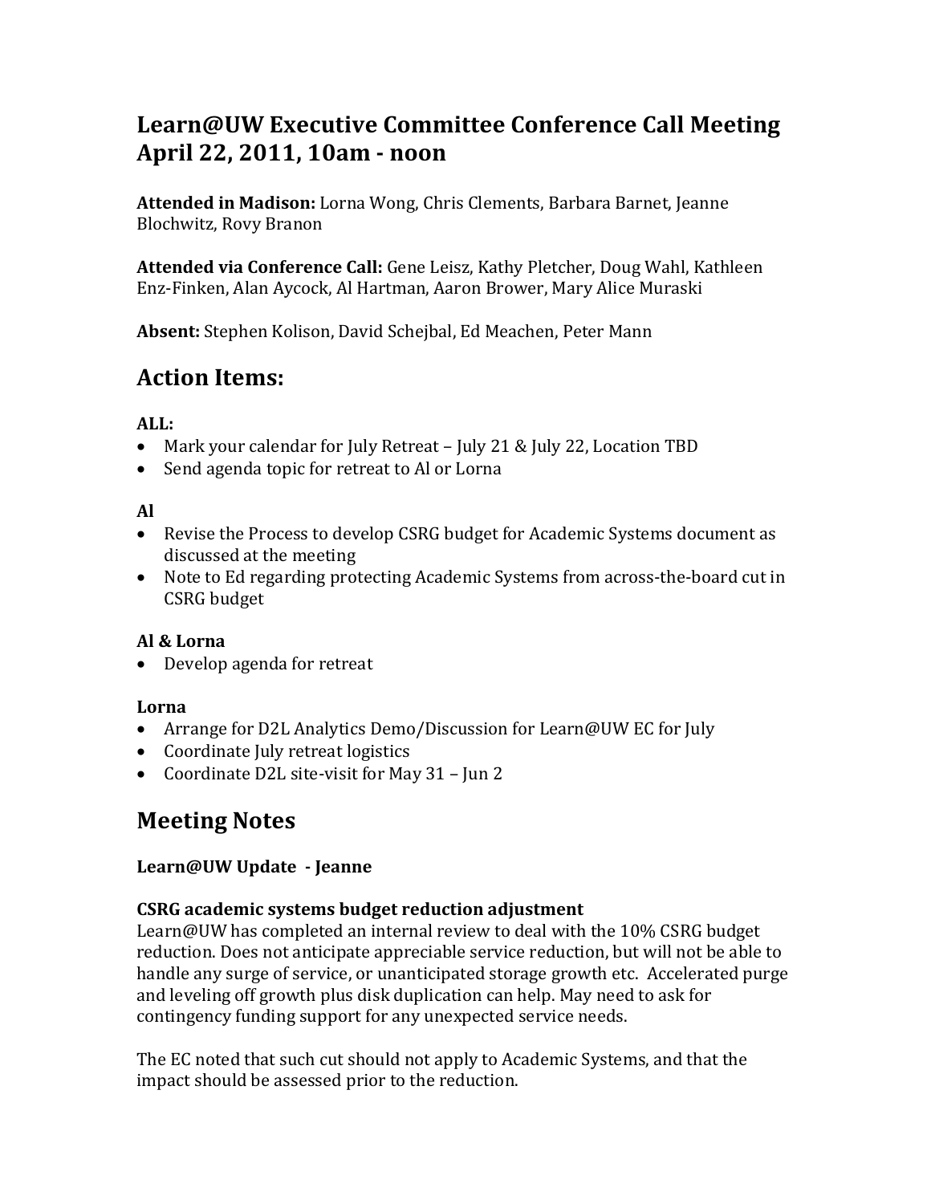# Learn@UW Executive Committee Conference Call Meeting April 22, 2011, 10am - noon

**Attended in Madison:** Lorna Wong, Chris Clements, Barbara Barnet, Jeanne Blochwitz, Rovy Branon

**Attended via Conference Call:** Gene Leisz, Kathy Pletcher, Doug Wahl, Kathleen Enz-Finken, Alan Aycock, Al Hartman, Aaron Brower, Mary Alice Muraski

**Absent:** Stephen Kolison, David Schejbal, Ed Meachen, Peter Mann

## Action Items:

**ALL:**

- Mark your calendar for July Retreat – July 21 & July 22, Location TBD
- Send agenda topic for retreat to Al or Lorna

**Al**

- Revise the Process to develop CSRG budget for Academic Systems document as discussed at the meeting
- Note to Ed regarding protecting Academic Systems from across-the-board cut in CSRG budget

**Al & Lorna**

- Develop agenda for retreat

**Lorna**

- Arrange for D2L Analytics Demo/Discussion for Learn@UW EC for July
- Coordinate July retreat logistics
- Coordinate D2L site-visit for May 31 – Jun 2

## Meeting Notes

**Learn@UW Update - Jeanne**

**CSRG academic systems budget reduction adjustment**

Learn@UW has completed an internal review to deal with the 10% CSRG budget reduction. Does not anticipate appreciable service reduction, but will not be able to handle any surge of service, or unanticipated storage growth etc. Accelerated purge and leveling off growth plus disk duplication can help. May need to ask for contingency funding support for any unexpected service needs.

The EC noted that such cut should not apply to Academic Systems, and that the impact should be assessed prior to the reduction.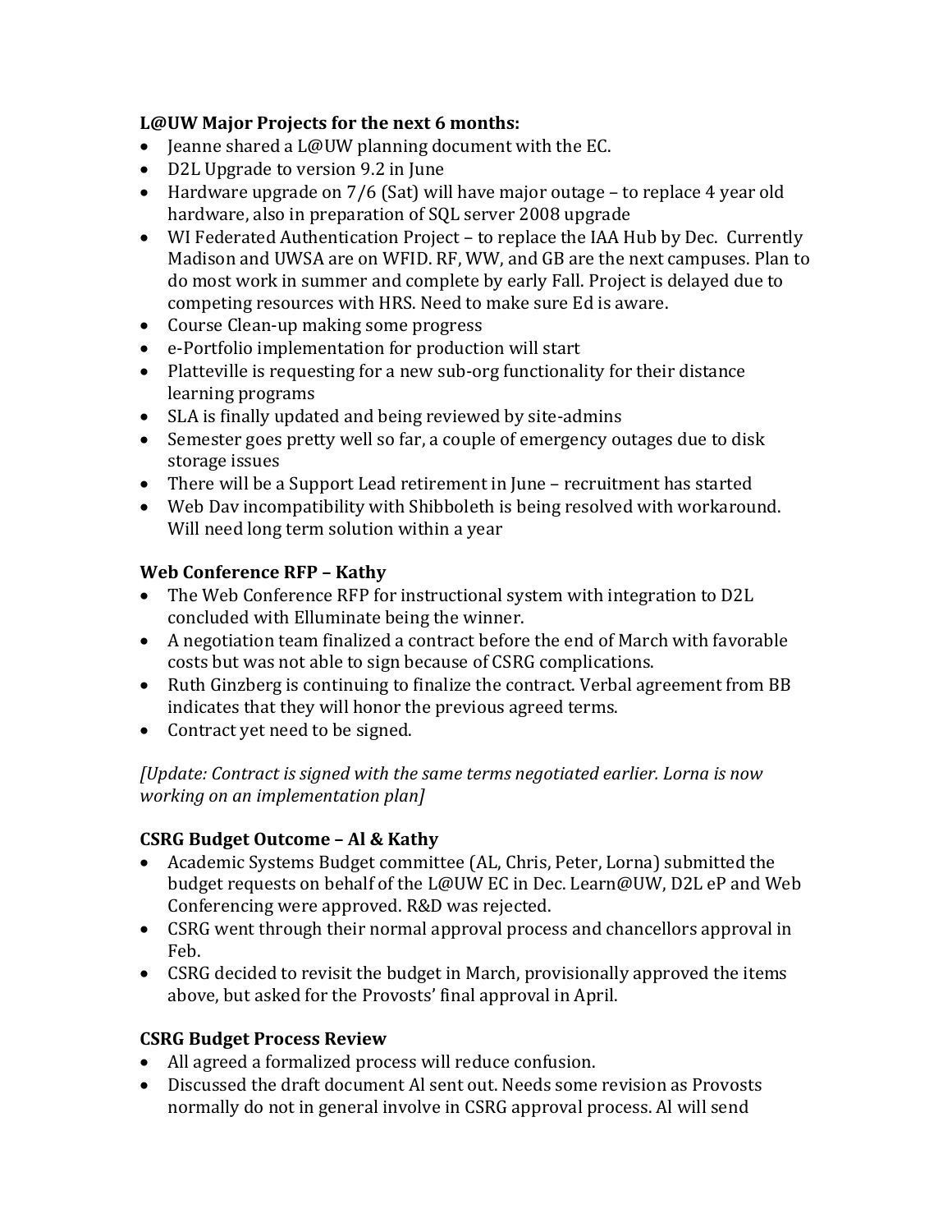**L@UW Major Projects for the next 6 months:**

- Jeanne shared a L@UW planning document with the EC.
- D2L Upgrade to version 9.2 in June
- Hardware upgrade on 7/6 (Sat) will have major outage – to replace 4 year old hardware, also in preparation of SQL server 2008 upgrade
- WI Federated Authentication Project – to replace the IAA Hub by Dec. Currently Madison and UWSA are on WFID. RF, WW, and GB are the next campuses. Plan to do most work in summer and complete by early Fall. Project is delayed due to competing resources with HRS. Need to make sure Ed is aware.
- Course Clean-up making some progress
- e-Portfolio implementation for production will start
- Platteville is requesting for a new sub-org functionality for their distance learning programs
- SLA is finally updated and being reviewed by site-admins
- Semester goes pretty well so far, a couple of emergency outages due to disk storage issues
- There will be a Support Lead retirement in June – recruitment has started
- Web Dav incompatibility with Shibboleth is being resolved with workaround. Will need long term solution within a year

**Web Conference RFP – Kathy**

- The Web Conference RFP for instructional system with integration to D2L concluded with Elluminate being the winner.
- A negotiation team finalized a contract before the end of March with favorable costs but was not able to sign because of CSRG complications.
- Ruth Ginzberg is continuing to finalize the contract. Verbal agreement from BB indicates that they will honor the previous agreed terms.
- Contract yet need to be signed.

*[Update: Contract is signed with the same terms negotiated earlier. Lorna is now working on an implementation plan]*

**CSRG Budget Outcome – Al & Kathy**

- Academic Systems Budget committee (AL, Chris, Peter, Lorna) submitted the budget requests on behalf of the L@UW EC in Dec. Learn@UW, D2L eP and Web Conferencing were approved. R&D was rejected.
- CSRG went through their normal approval process and chancellors approval in Feb.
- CSRG decided to revisit the budget in March, provisionally approved the items above, but asked for the Provosts' final approval in April.

**CSRG Budget Process Review**

- All agreed a formalized process will reduce confusion.
- Discussed the draft document Al sent out. Needs some revision as Provosts normally do not in general involve in CSRG approval process. Al will send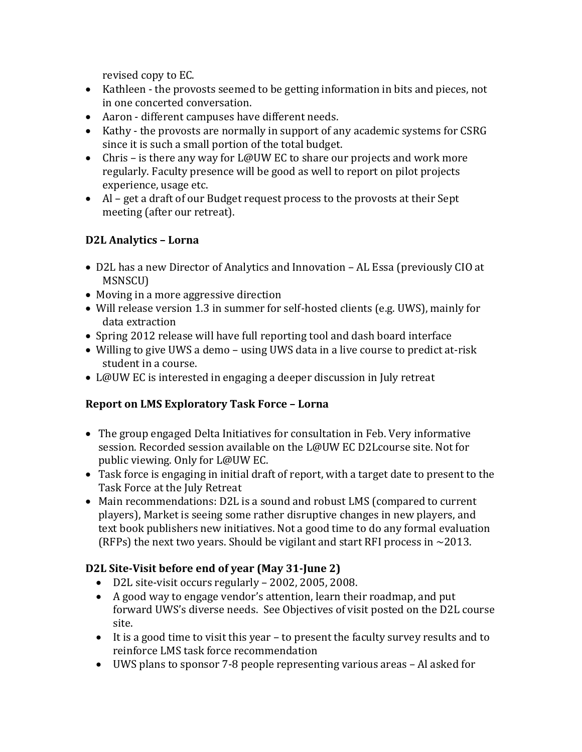revised copy to EC.

- Kathleen - the provosts seemed to be getting information in bits and pieces, not in one concerted conversation.
- Aaron - different campuses have different needs.
- Kathy - the provosts are normally in support of any academic systems for CSRG since it is such a small portion of the total budget.
- Chris – is there any way for L@UW EC to share our projects and work more regularly. Faculty presence will be good as well to report on pilot projects experience, usage etc.
- Al – get a draft of our Budget request process to the provosts at their Sept meeting (after our retreat).

**D2L Analytics – Lorna**

- D2L has a new Director of Analytics and Innovation – AL Essa (previously CIO at MSNSCU)
- Moving in a more aggressive direction
- Will release version 1.3 in summer for self-hosted clients (e.g. UWS), mainly for data extraction
- Spring 2012 release will have full reporting tool and dash board interface
- Willing to give UWS a demo – using UWS data in a live course to predict at-risk student in a course.
- L@UW EC is interested in engaging a deeper discussion in July retreat

**Report on LMS Exploratory Task Force – Lorna**

- The group engaged Delta Initiatives for consultation in Feb. Very informative session. Recorded session available on the L@UW EC D2Lcourse site. Not for public viewing. Only for L@UW EC.
- Task force is engaging in initial draft of report, with a target date to present to the Task Force at the July Retreat
- Main recommendations: D2L is a sound and robust LMS (compared to current players), Market is seeing some rather disruptive changes in new players, and text book publishers new initiatives. Not a good time to do any formal evaluation (RFPs) the next two years. Should be vigilant and start RFI process in ~2013.

**D2L Site-Visit before end of year (May 31-June 2)**

- D2L site-visit occurs regularly – 2002, 2005, 2008.
- A good way to engage vendor's attention, learn their roadmap, and put forward UWS's diverse needs. See Objectives of visit posted on the D2L course site.
- It is a good time to visit this year – to present the faculty survey results and to reinforce LMS task force recommendation
- UWS plans to sponsor 7-8 people representing various areas – Al asked for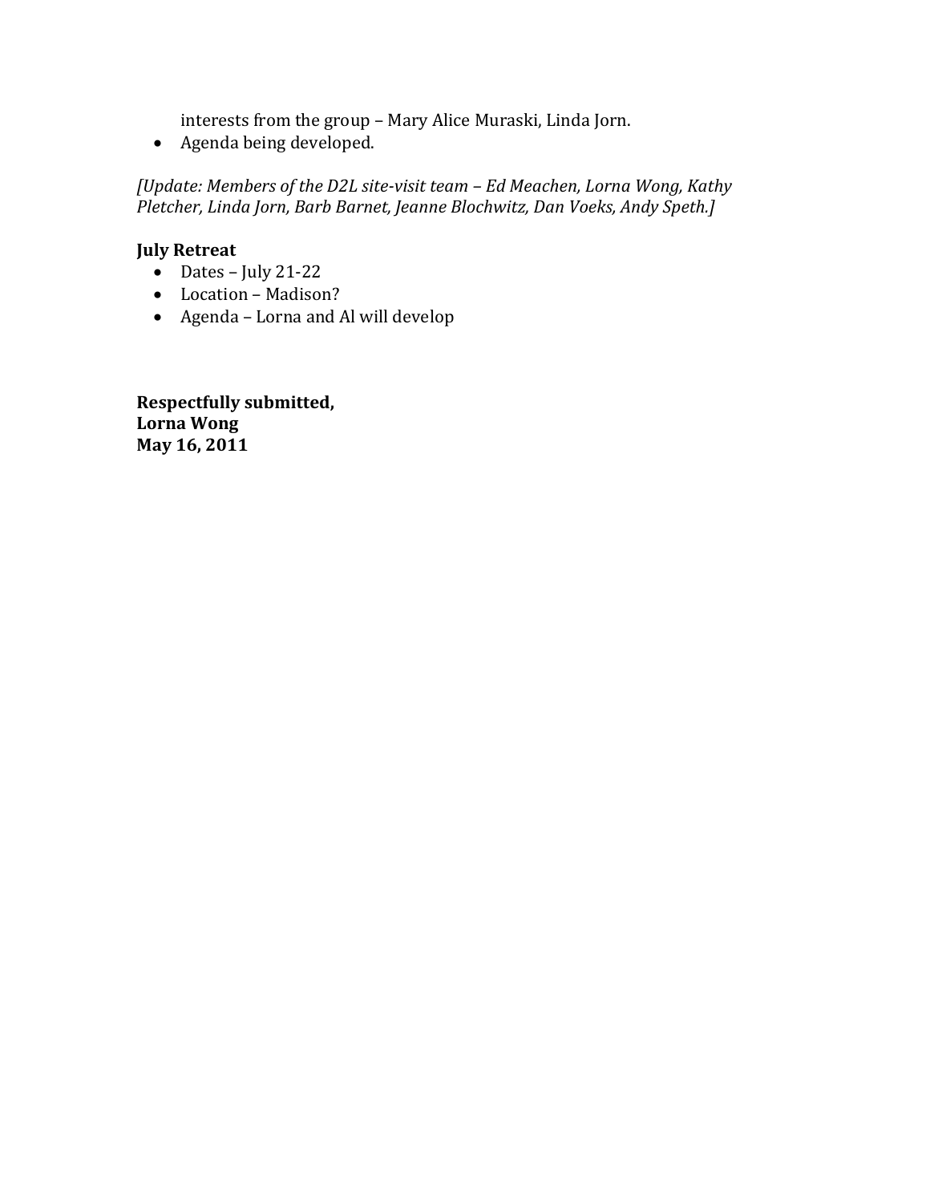interests from the group – Mary Alice Muraski, Linda Jorn.

- Agenda being developed.

*[Update: Members of the D2L site-visit team – Ed Meachen, Lorna Wong, Kathy Pletcher, Linda Jorn, Barb Barnet, Jeanne Blochwitz, Dan Voeks, Andy Speth.]*

**July Retreat**

- Dates – July 21-22
- Location – Madison?
- Agenda – Lorna and Al will develop

**Respectfully submitted,**
**Lorna Wong**
**May 16, 2011**